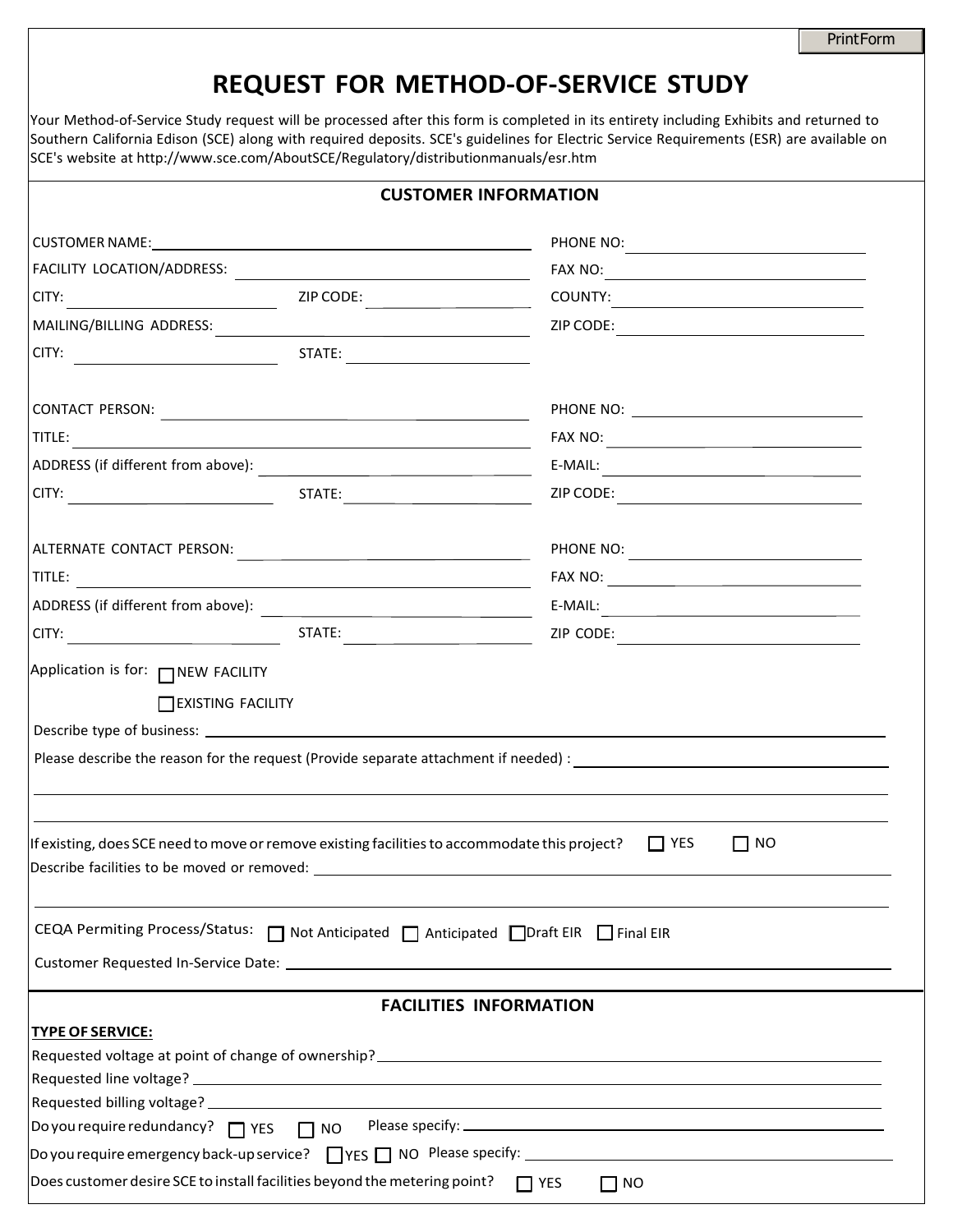# REQUEST FOR METHOD-OF-SERVICE STUDY

Your Method-of-Service Study request will be processed after this form is completed in its entirety including Exhibits and returned to Southern California Edison (SCE) along with required deposits. SCE's guidelines for Electric Service Requirements (ESR) are available on SCE's website at http://www.sce.com/AboutSCE/Regulatory/distributionmanuals/esr.htm

## CUSTOMER INFORMATION

CUSTOMER NAME: ____________________ PHONE NO: ____________________

FACILITY LOCATION/ADDRESS: ____________________ FAX NO: ____________________

CITY: ____________________ ZIP CODE: ____________________ COUNTY: ____________________

MAILING/BILLING ADDRESS: ____________________ ZIP CODE: ____________________

CITY: ____________________ STATE: ____________________

CONTACT PERSON: ____________________ PHONE NO: ____________________

TITLE: ____________________ FAX NO: ____________________

ADDRESS (if different from above): ____________________ E-MAIL: ____________________

CITY: ____________________ STATE: ____________________ ZIP CODE: ____________________

ALTERNATE CONTACT PERSON: ____________________ PHONE NO: ____________________

TITLE: ____________________ FAX NO: ____________________

ADDRESS (if different from above): ____________________ E-MAIL: ____________________

CITY: ____________________ STATE: ____________________ ZIP CODE: ____________________

Application is for: ☐ NEW FACILITY

☐ EXISTING FACILITY

Describe type of business: ____________________

Please describe the reason for the request (Provide separate attachment if needed) : ____________________

If existing, does SCE need to move or remove existing facilities to accommodate this project? ☐ YES ☐ NO

Describe facilities to be moved or removed: ____________________

CEQA Permiting Process/Status: ☐ Not Anticipated ☐ Anticipated ☐ Draft EIR ☐ Final EIR

Customer Requested In-Service Date: ____________________

## FACILITIES INFORMATION

**TYPE OF SERVICE:**

Requested voltage at point of change of ownership? ____________________

Requested line voltage? ____________________

Requested billing voltage? ____________________

Do you require redundancy? ☐ YES ☐ NO Please specify: ____________________

Do you require emergency back-up service? ☐ YES ☐ NO Please specify: ____________________

Does customer desire SCE to install facilities beyond the metering point? ☐ YES ☐ NO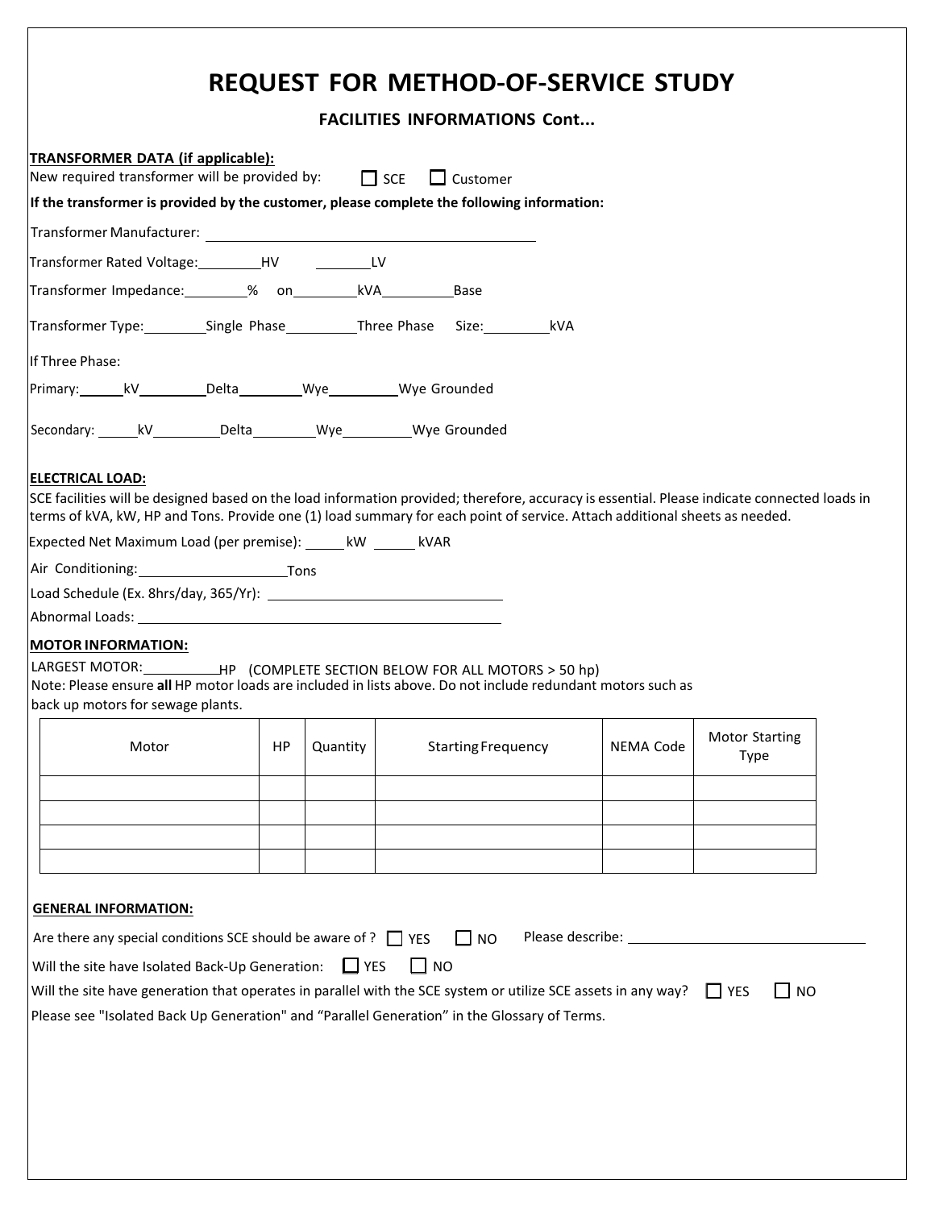# REQUEST FOR METHOD-OF-SERVICE STUDY

## FACILITIES INFORMATIONS Cont...

**TRANSFORMER DATA (if applicable):**

New required transformer will be provided by: ☐ SCE ☐ Customer

**If the transformer is provided by the customer, please complete the following information:**

Transformer Manufacturer: ______________________________

Transformer Rated Voltage: ________HV ________LV

Transformer Impedance: ________% on ________kVA ________Base

Transformer Type: ________Single Phase ________Three Phase Size: ________kVA

If Three Phase:

Primary: ______kV ________Delta ________Wye ________Wye Grounded

Secondary: ______kV ________Delta ________Wye ________Wye Grounded

**ELECTRICAL LOAD:**

SCE facilities will be designed based on the load information provided; therefore, accuracy is essential. Please indicate connected loads in terms of kVA, kW, HP and Tons. Provide one (1) load summary for each point of service. Attach additional sheets as needed.

Expected Net Maximum Load (per premise): ______ kW ______ kVAR

Air Conditioning: ________________Tons

Load Schedule (Ex. 8hrs/day, 365/Yr): ______________________________

Abnormal Loads: ______________________________

**MOTOR INFORMATION:**

LARGEST MOTOR: ________HP (COMPLETE SECTION BELOW FOR ALL MOTORS > 50 hp)

Note: Please ensure **all** HP motor loads are included in lists above. Do not include redundant motors such as back up motors for sewage plants.

| Motor | HP | Quantity | Starting Frequency | NEMA Code | Motor Starting Type |
|---|---|---|---|---|---|
| | | | | | |
| | | | | | |
| | | | | | |
| | | | | | |

**GENERAL INFORMATION:**

Are there any special conditions SCE should be aware of ? ☐ YES ☐ NO Please describe: ______________________________

Will the site have Isolated Back-Up Generation: ☐ YES ☐ NO

Will the site have generation that operates in parallel with the SCE system or utilize SCE assets in any way? ☐ YES ☐ NO

Please see "Isolated Back Up Generation" and "Parallel Generation" in the Glossary of Terms.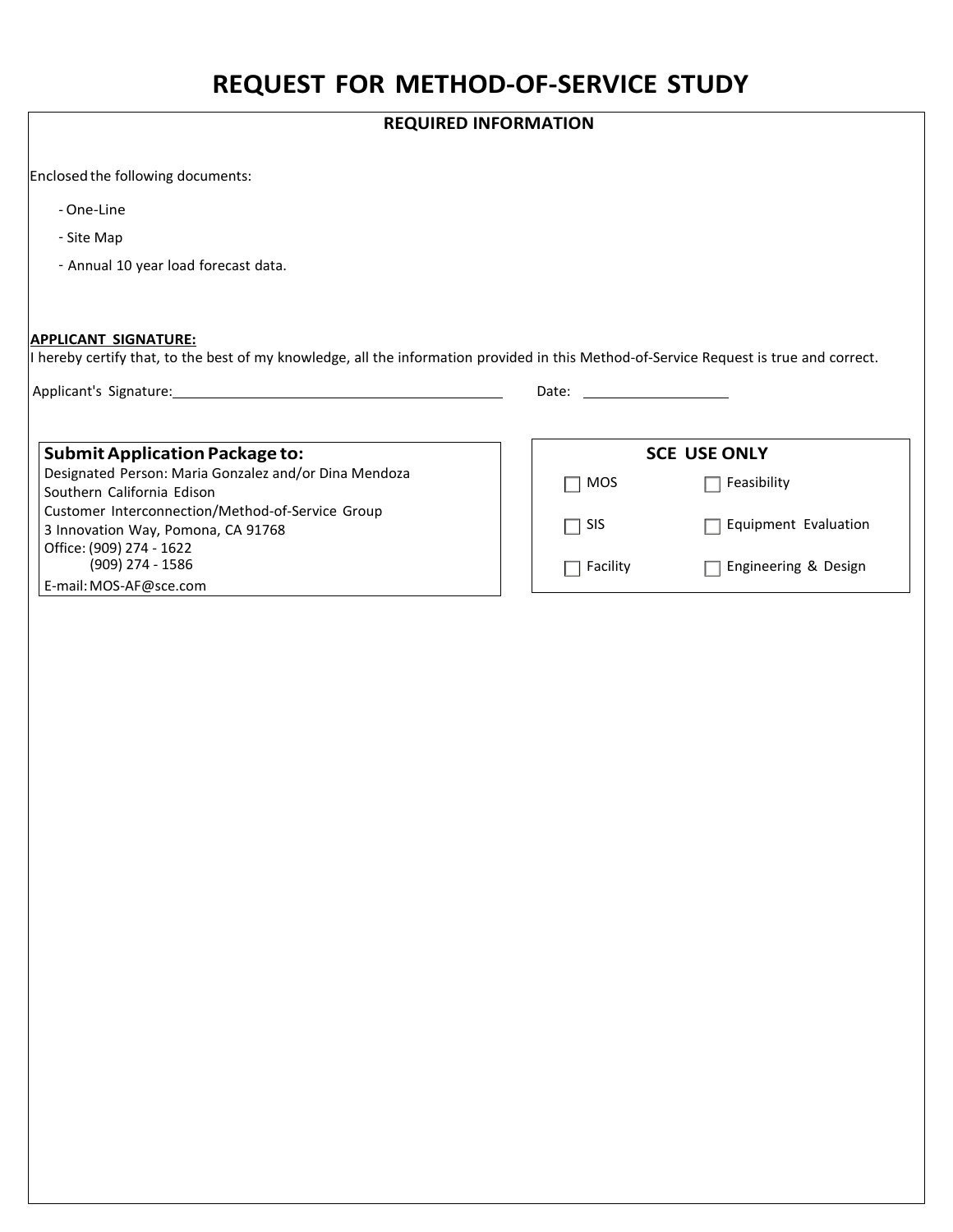# REQUEST FOR METHOD-OF-SERVICE STUDY

## REQUIRED INFORMATION

Enclosed the following documents:

- One-Line
- Site Map
- Annual 10 year load forecast data.

**APPLICANT SIGNATURE:**

I hereby certify that, to the best of my knowledge, all the information provided in this Method-of-Service Request is true and correct.

Applicant's Signature:_________________________________________ Date: ____________________

**Submit Application Package to:**

Designated Person: Maria Gonzalez and/or Dina Mendoza
Southern California Edison
Customer Interconnection/Method-of-Service Group
3 Innovation Way, Pomona, CA 91768
Office: (909) 274 - 1622
(909) 274 - 1586
E-mail: MOS-AF@sce.com

**SCE USE ONLY**

| | |
|---|---|
| ☐ MOS | ☐ Feasibility |
| ☐ SIS | ☐ Equipment Evaluation |
| ☐ Facility | ☐ Engineering & Design |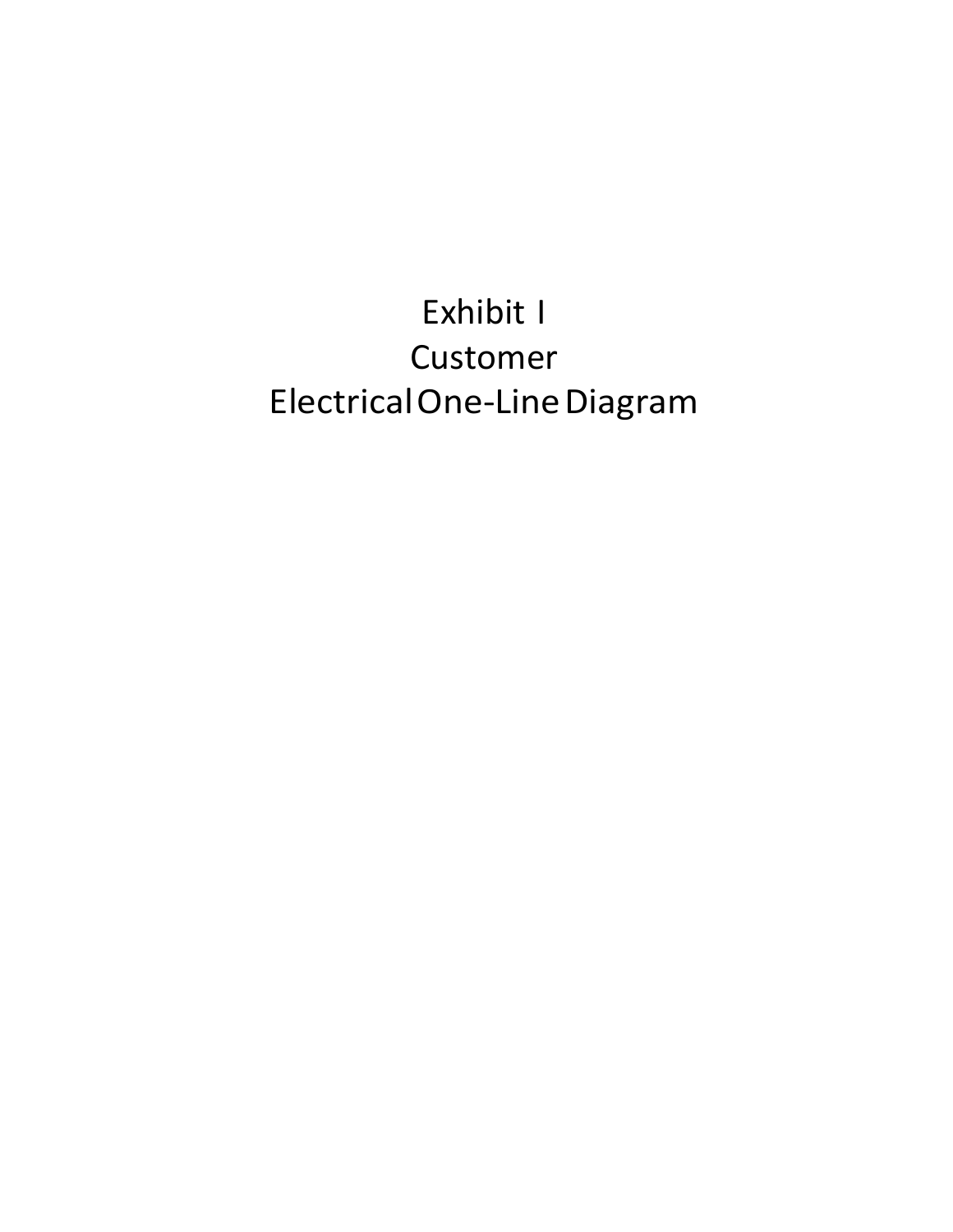# Exhibit I
# Customer
# Electrical One-Line Diagram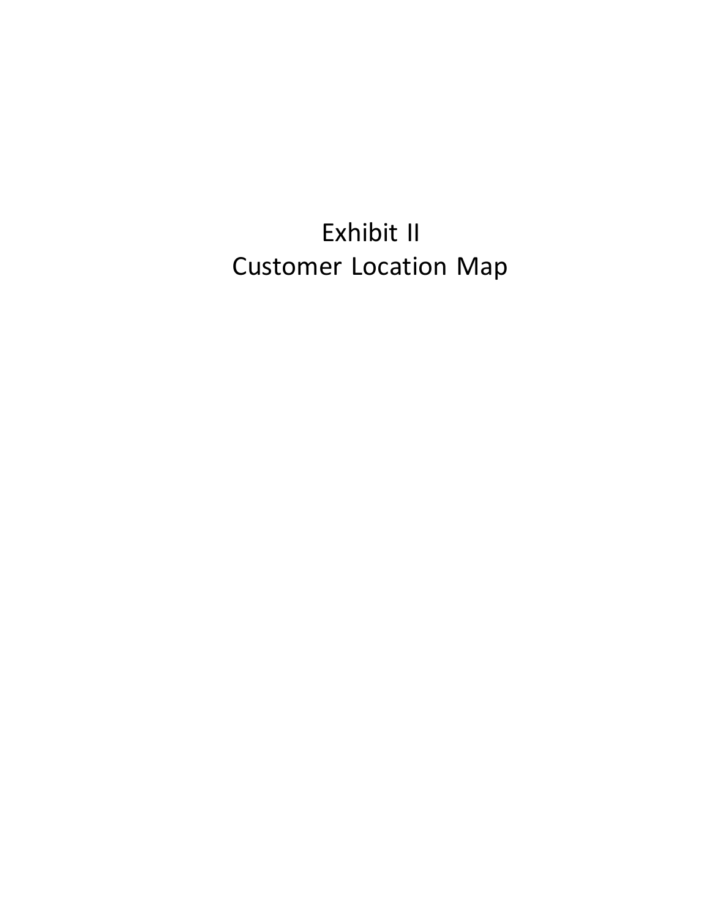# Exhibit II
# Customer Location Map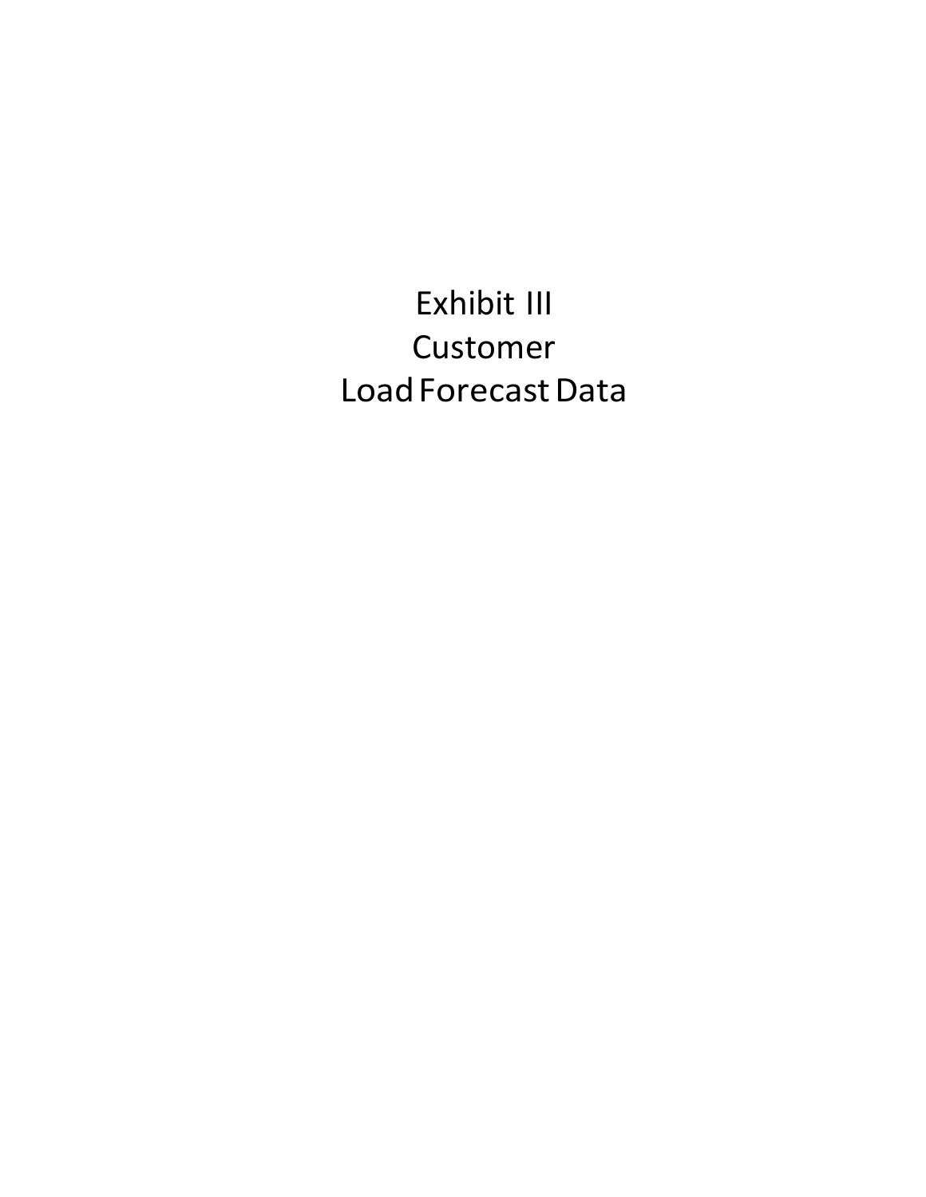# Exhibit III
# Customer
# Load Forecast Data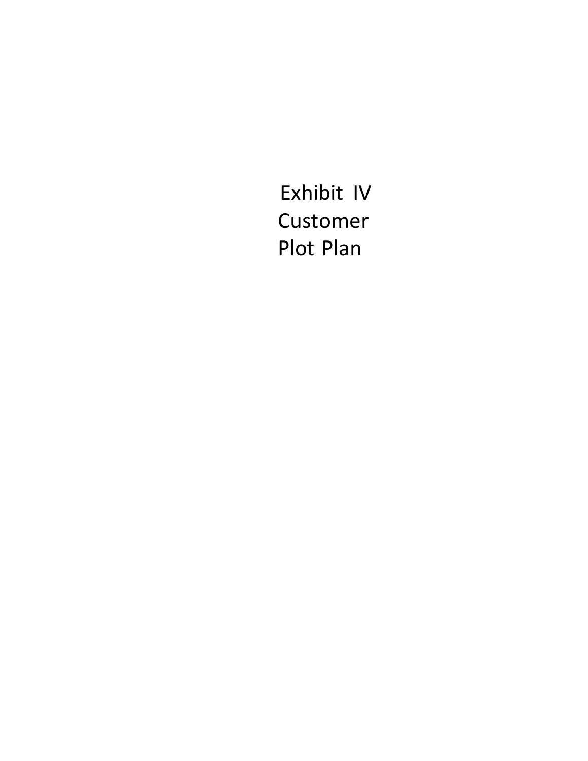Exhibit IV
Customer
Plot Plan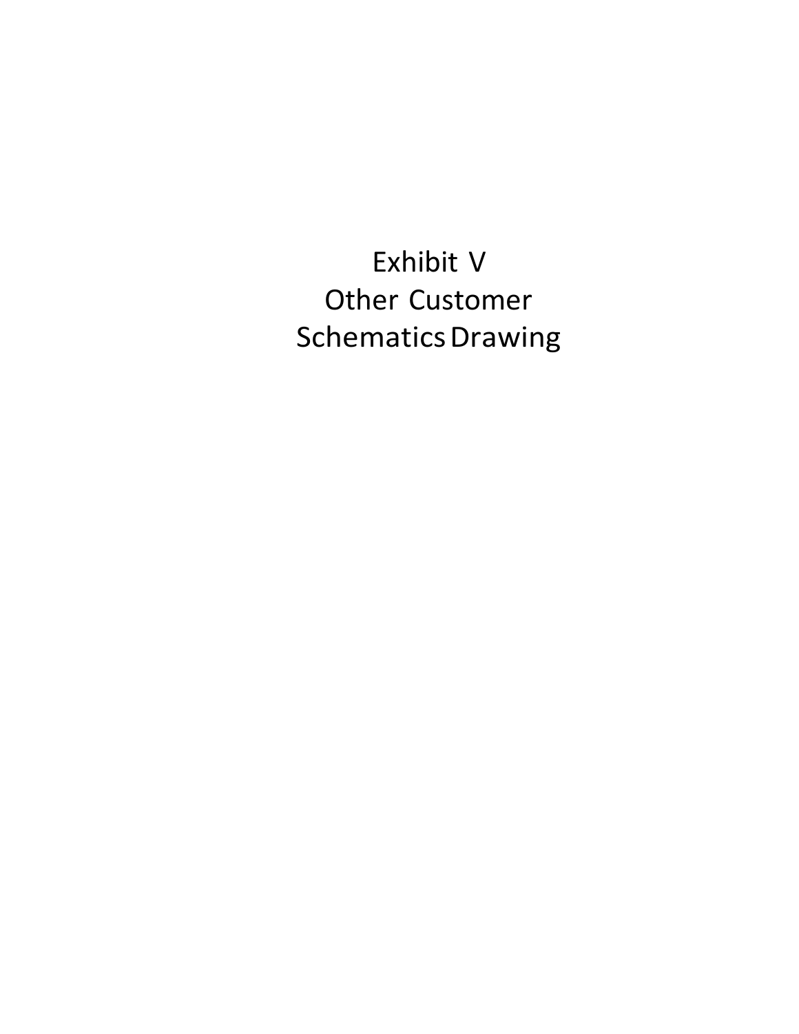# Exhibit V
# Other Customer
# Schematics Drawing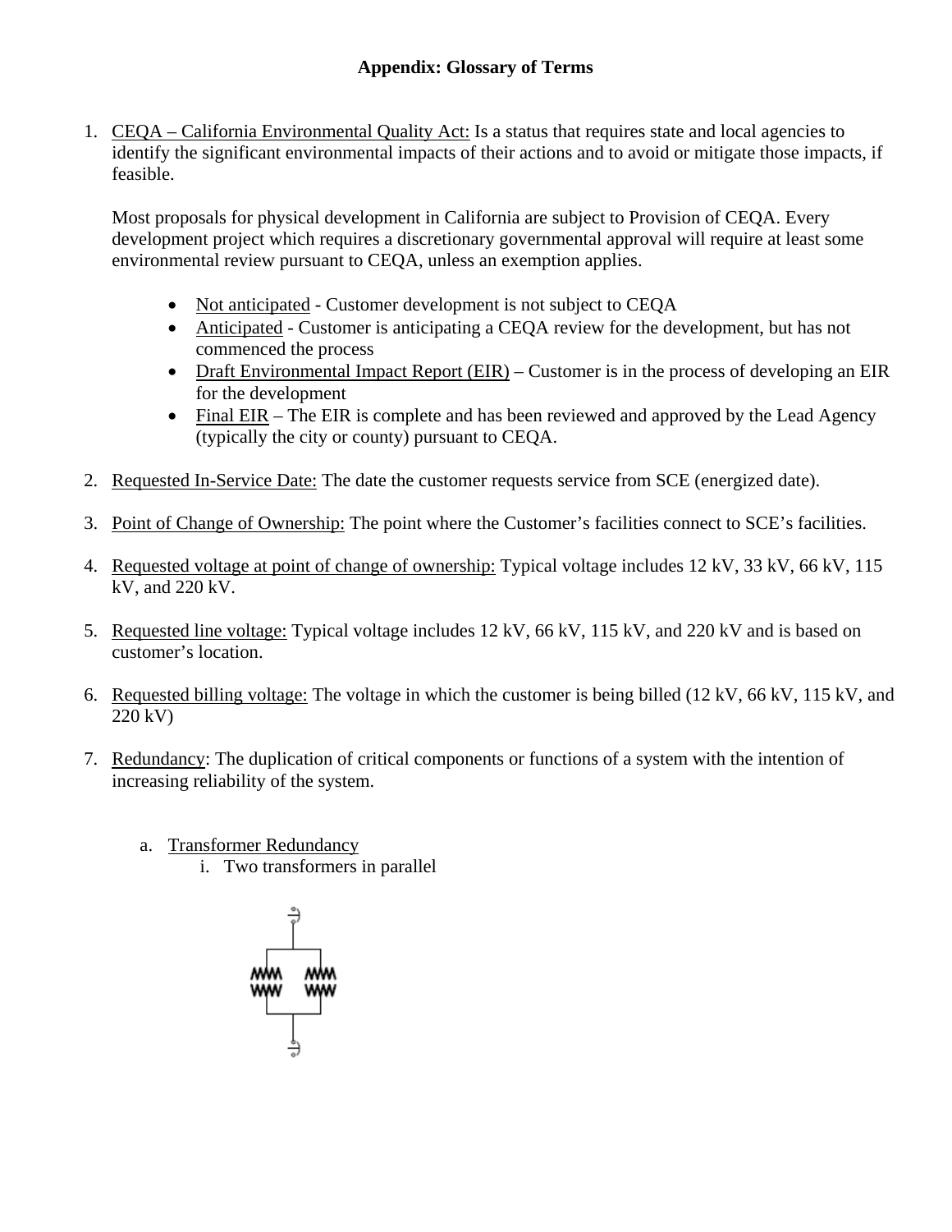# Appendix: Glossary of Terms

1. CEQA – California Environmental Quality Act: Is a status that requires state and local agencies to identify the significant environmental impacts of their actions and to avoid or mitigate those impacts, if feasible.

   Most proposals for physical development in California are subject to Provision of CEQA. Every development project which requires a discretionary governmental approval will require at least some environmental review pursuant to CEQA, unless an exemption applies.

   - Not anticipated - Customer development is not subject to CEQA
   - Anticipated - Customer is anticipating a CEQA review for the development, but has not commenced the process
   - Draft Environmental Impact Report (EIR) – Customer is in the process of developing an EIR for the development
   - Final EIR – The EIR is complete and has been reviewed and approved by the Lead Agency (typically the city or county) pursuant to CEQA.

2. Requested In-Service Date: The date the customer requests service from SCE (energized date).

3. Point of Change of Ownership: The point where the Customer's facilities connect to SCE's facilities.

4. Requested voltage at point of change of ownership: Typical voltage includes 12 kV, 33 kV, 66 kV, 115 kV, and 220 kV.

5. Requested line voltage: Typical voltage includes 12 kV, 66 kV, 115 kV, and 220 kV and is based on customer's location.

6. Requested billing voltage: The voltage in which the customer is being billed (12 kV, 66 kV, 115 kV, and 220 kV)

7. Redundancy: The duplication of critical components or functions of a system with the intention of increasing reliability of the system.

   a. Transformer Redundancy
      i. Two transformers in parallel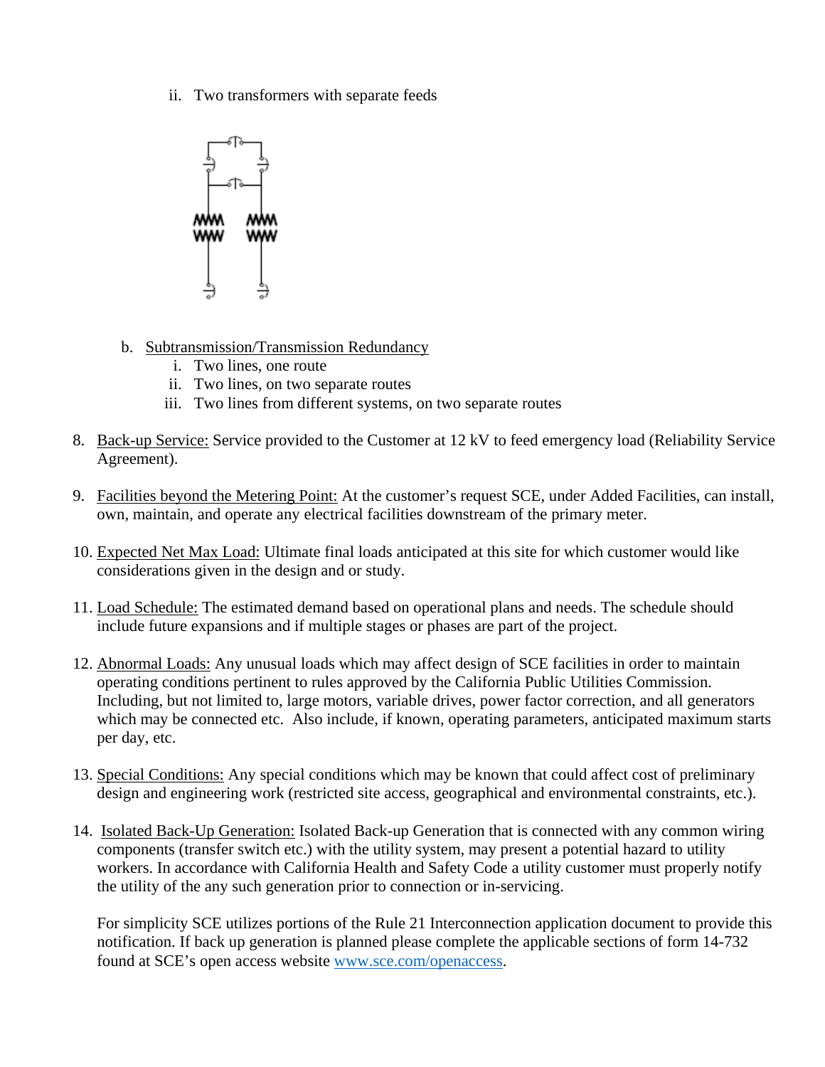ii. Two transformers with separate feeds

b. Subtransmission/Transmission Redundancy
   i. Two lines, one route
   ii. Two lines, on two separate routes
   iii. Two lines from different systems, on two separate routes

8. Back-up Service: Service provided to the Customer at 12 kV to feed emergency load (Reliability Service Agreement).

9. Facilities beyond the Metering Point: At the customer's request SCE, under Added Facilities, can install, own, maintain, and operate any electrical facilities downstream of the primary meter.

10. Expected Net Max Load: Ultimate final loads anticipated at this site for which customer would like considerations given in the design and or study.

11. Load Schedule: The estimated demand based on operational plans and needs. The schedule should include future expansions and if multiple stages or phases are part of the project.

12. Abnormal Loads: Any unusual loads which may affect design of SCE facilities in order to maintain operating conditions pertinent to rules approved by the California Public Utilities Commission. Including, but not limited to, large motors, variable drives, power factor correction, and all generators which may be connected etc. Also include, if known, operating parameters, anticipated maximum starts per day, etc.

13. Special Conditions: Any special conditions which may be known that could affect cost of preliminary design and engineering work (restricted site access, geographical and environmental constraints, etc.).

14. Isolated Back-Up Generation: Isolated Back-up Generation that is connected with any common wiring components (transfer switch etc.) with the utility system, may present a potential hazard to utility workers. In accordance with California Health and Safety Code a utility customer must properly notify the utility of the any such generation prior to connection or in-servicing.

    For simplicity SCE utilizes portions of the Rule 21 Interconnection application document to provide this notification. If back up generation is planned please complete the applicable sections of form 14-732 found at SCE's open access website www.sce.com/openaccess.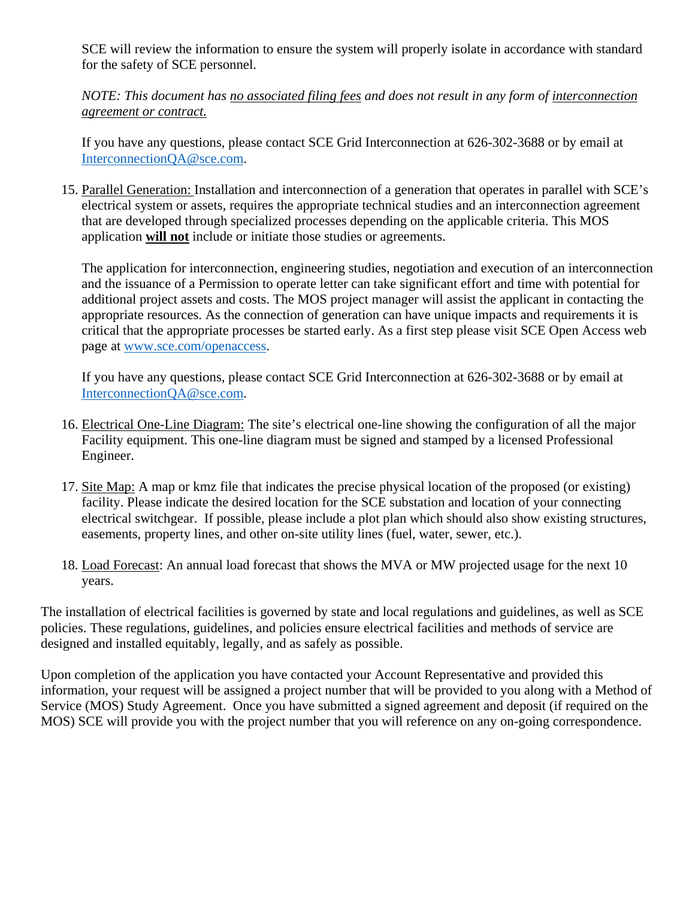SCE will review the information to ensure the system will properly isolate in accordance with standard for the safety of SCE personnel.

*NOTE: This document has no associated filing fees and does not result in any form of interconnection agreement or contract.*

If you have any questions, please contact SCE Grid Interconnection at 626-302-3688 or by email at InterconnectionQA@sce.com.

15. Parallel Generation: Installation and interconnection of a generation that operates in parallel with SCE's electrical system or assets, requires the appropriate technical studies and an interconnection agreement that are developed through specialized processes depending on the applicable criteria. This MOS application **will not** include or initiate those studies or agreements.

    The application for interconnection, engineering studies, negotiation and execution of an interconnection and the issuance of a Permission to operate letter can take significant effort and time with potential for additional project assets and costs. The MOS project manager will assist the applicant in contacting the appropriate resources. As the connection of generation can have unique impacts and requirements it is critical that the appropriate processes be started early. As a first step please visit SCE Open Access web page at www.sce.com/openaccess.

    If you have any questions, please contact SCE Grid Interconnection at 626-302-3688 or by email at InterconnectionQA@sce.com.

16. Electrical One-Line Diagram: The site's electrical one-line showing the configuration of all the major Facility equipment. This one-line diagram must be signed and stamped by a licensed Professional Engineer.

17. Site Map: A map or kmz file that indicates the precise physical location of the proposed (or existing) facility. Please indicate the desired location for the SCE substation and location of your connecting electrical switchgear. If possible, please include a plot plan which should also show existing structures, easements, property lines, and other on-site utility lines (fuel, water, sewer, etc.).

18. Load Forecast: An annual load forecast that shows the MVA or MW projected usage for the next 10 years.

The installation of electrical facilities is governed by state and local regulations and guidelines, as well as SCE policies. These regulations, guidelines, and policies ensure electrical facilities and methods of service are designed and installed equitably, legally, and as safely as possible.

Upon completion of the application you have contacted your Account Representative and provided this information, your request will be assigned a project number that will be provided to you along with a Method of Service (MOS) Study Agreement. Once you have submitted a signed agreement and deposit (if required on the MOS) SCE will provide you with the project number that you will reference on any on-going correspondence.